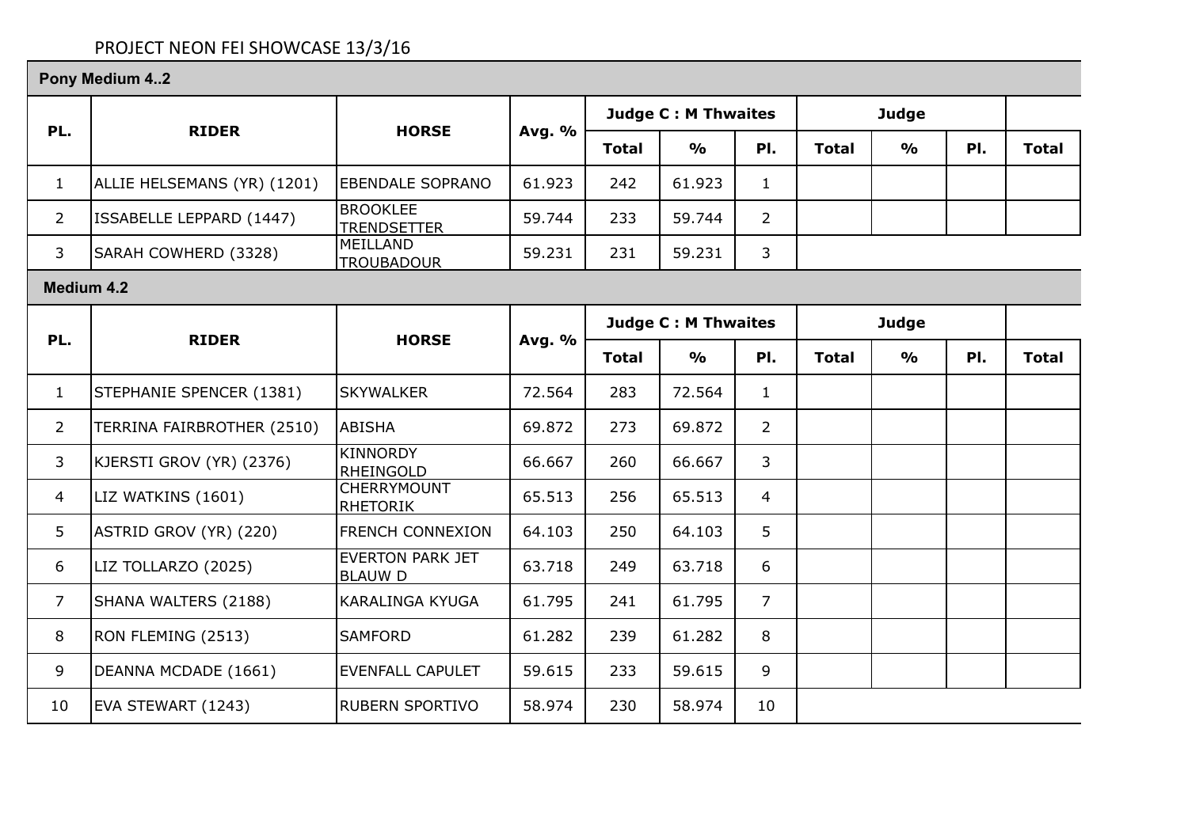PROJECT NEON FEI SHOWCASE 13/3/16

## Pony Medium 4..2

| PL. | RIDER | HORSE | Avg. % | Judge C : M Thwaites | | | Judge | | | |
|---|---|---|---|---|---|---|---|---|---|---|
| | | | | Total | % | Pl. | Total | % | Pl. | Total |
| 1 | ALLIE HELSEMANS (YR) (1201) | EBENDALE SOPRANO | 61.923 | 242 | 61.923 | 1 | | | | |
| 2 | ISSABELLE LEPPARD (1447) | BROOKLEE TRENDSETTER | 59.744 | 233 | 59.744 | 2 | | | | |
| 3 | SARAH COWHERD (3328) | MEILLAND TROUBADOUR | 59.231 | 231 | 59.231 | 3 | | | | |

## Medium 4.2

| PL. | RIDER | HORSE | Avg. % | Judge C : M Thwaites | | | Judge | | | |
|---|---|---|---|---|---|---|---|---|---|---|
| | | | | Total | % | Pl. | Total | % | Pl. | Total |
| 1 | STEPHANIE SPENCER (1381) | SKYWALKER | 72.564 | 283 | 72.564 | 1 | | | | |
| 2 | TERRINA FAIRBROTHER (2510) | ABISHA | 69.872 | 273 | 69.872 | 2 | | | | |
| 3 | KJERSTI GROV (YR) (2376) | KINNORDY RHEINGOLD | 66.667 | 260 | 66.667 | 3 | | | | |
| 4 | LIZ WATKINS (1601) | CHERRYMOUNT RHETORIK | 65.513 | 256 | 65.513 | 4 | | | | |
| 5 | ASTRID GROV (YR) (220) | FRENCH CONNEXION | 64.103 | 250 | 64.103 | 5 | | | | |
| 6 | LIZ TOLLARZO (2025) | EVERTON PARK JET BLAUW D | 63.718 | 249 | 63.718 | 6 | | | | |
| 7 | SHANA WALTERS (2188) | KARALINGA KYUGA | 61.795 | 241 | 61.795 | 7 | | | | |
| 8 | RON FLEMING (2513) | SAMFORD | 61.282 | 239 | 61.282 | 8 | | | | |
| 9 | DEANNA MCDADE (1661) | EVENFALL CAPULET | 59.615 | 233 | 59.615 | 9 | | | | |
| 10 | EVA STEWART (1243) | RUBERN SPORTIVO | 58.974 | 230 | 58.974 | 10 | | | | |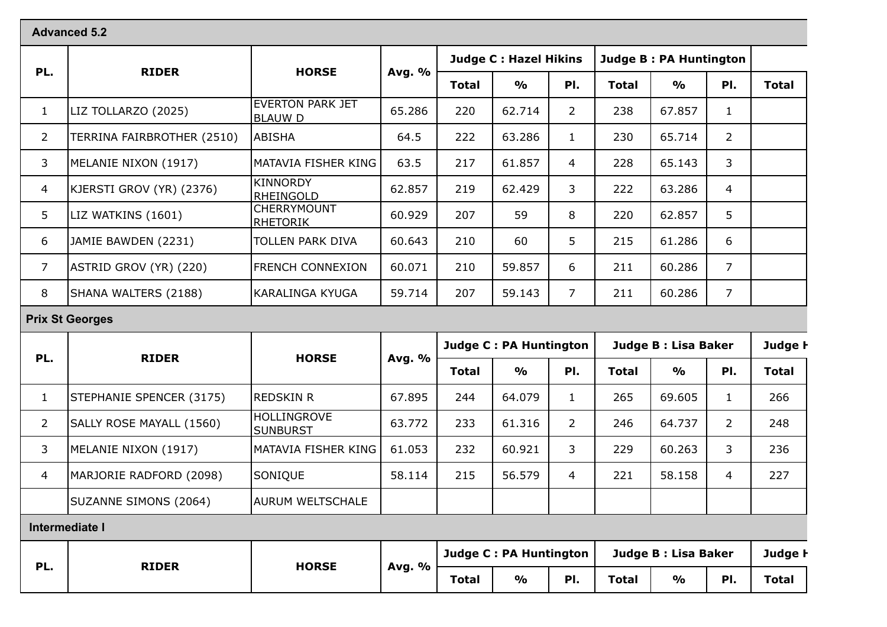## Advanced 5.2

| PL. | RIDER | HORSE | Avg. % | Judge C : Hazel Hikins | | | Judge B : PA Huntington | | | |
|---|---|---|---|---|---|---|---|---|---|---|
| | | | | Total | % | Pl. | Total | % | Pl. | Total |
| 1 | LIZ TOLLARZO (2025) | EVERTON PARK JET BLAUW D | 65.286 | 220 | 62.714 | 2 | 238 | 67.857 | 1 | |
| 2 | TERRINA FAIRBROTHER (2510) | ABISHA | 64.5 | 222 | 63.286 | 1 | 230 | 65.714 | 2 | |
| 3 | MELANIE NIXON (1917) | MATAVIA FISHER KING | 63.5 | 217 | 61.857 | 4 | 228 | 65.143 | 3 | |
| 4 | KJERSTI GROV (YR) (2376) | KINNORDY RHEINGOLD | 62.857 | 219 | 62.429 | 3 | 222 | 63.286 | 4 | |
| 5 | LIZ WATKINS (1601) | CHERRYMOUNT RHETORIK | 60.929 | 207 | 59 | 8 | 220 | 62.857 | 5 | |
| 6 | JAMIE BAWDEN (2231) | TOLLEN PARK DIVA | 60.643 | 210 | 60 | 5 | 215 | 61.286 | 6 | |
| 7 | ASTRID GROV (YR) (220) | FRENCH CONNEXION | 60.071 | 210 | 59.857 | 6 | 211 | 60.286 | 7 | |
| 8 | SHANA WALTERS (2188) | KARALINGA KYUGA | 59.714 | 207 | 59.143 | 7 | 211 | 60.286 | 7 | |

## Prix St Georges

| PL. | RIDER | HORSE | Avg. % | Judge C : PA Huntington | | | Judge B : Lisa Baker | | | Judge H |
|---|---|---|---|---|---|---|---|---|---|---|
| | | | | Total | % | Pl. | Total | % | Pl. | Total |
| 1 | STEPHANIE SPENCER (3175) | REDSKIN R | 67.895 | 244 | 64.079 | 1 | 265 | 69.605 | 1 | 266 |
| 2 | SALLY ROSE MAYALL (1560) | HOLLINGROVE SUNBURST | 63.772 | 233 | 61.316 | 2 | 246 | 64.737 | 2 | 248 |
| 3 | MELANIE NIXON (1917) | MATAVIA FISHER KING | 61.053 | 232 | 60.921 | 3 | 229 | 60.263 | 3 | 236 |
| 4 | MARJORIE RADFORD (2098) | SONIQUE | 58.114 | 215 | 56.579 | 4 | 221 | 58.158 | 4 | 227 |
| | SUZANNE SIMONS (2064) | AURUM WELTSCHALE | | | | | | | | |

## Intermediate I

| PL. | RIDER | HORSE | Avg. % | Judge C : PA Huntington | | | Judge B : Lisa Baker | | | Judge H |
|---|---|---|---|---|---|---|---|---|---|---|
| | | | | Total | % | Pl. | Total | % | Pl. | Total |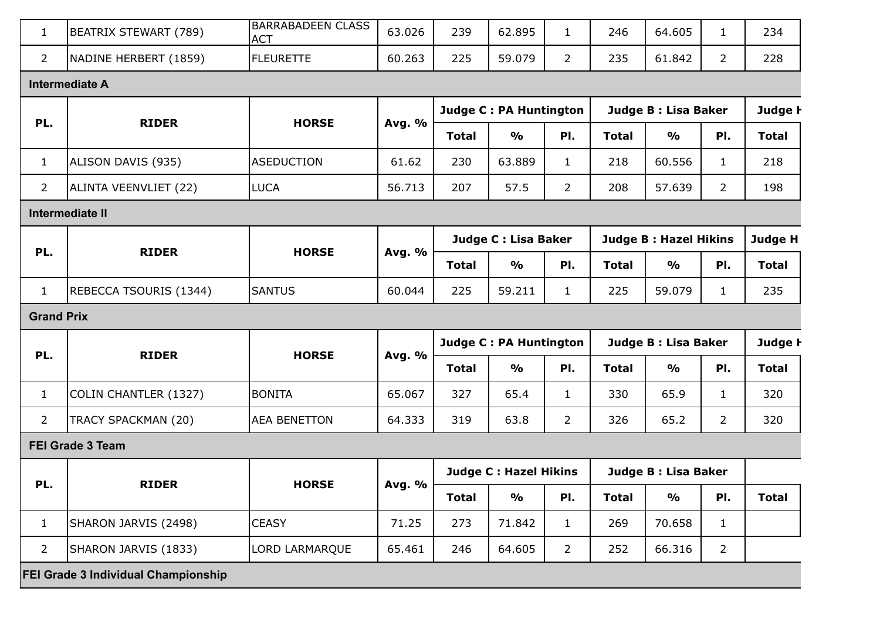| PL. | RIDER | HORSE | Avg. % | Total | % | Pl. | Total | % | Pl. | Total |
|---|---|---|---|---|---|---|---|---|---|---|
| 1 | BEATRIX STEWART (789) | BARRABADEEN CLASS ACT | 63.026 | 239 | 62.895 | 1 | 246 | 64.605 | 1 | 234 |
| 2 | NADINE HERBERT (1859) | FLEURETTE | 60.263 | 225 | 59.079 | 2 | 235 | 61.842 | 2 | 228 |

## Intermediate A

| PL. | RIDER | HORSE | Avg. % | Judge C : PA Huntington | | | Judge B : Lisa Baker | | | Judge H |
|---|---|---|---|---|---|---|---|---|---|---|
| | | | | Total | % | Pl. | Total | % | Pl. | Total |
| 1 | ALISON DAVIS (935) | ASEDUCTION | 61.62 | 230 | 63.889 | 1 | 218 | 60.556 | 1 | 218 |
| 2 | ALINTA VEENVLIET (22) | LUCA | 56.713 | 207 | 57.5 | 2 | 208 | 57.639 | 2 | 198 |

## Intermediate II

| PL. | RIDER | HORSE | Avg. % | Judge C : Lisa Baker | | | Judge B : Hazel Hikins | | | Judge H |
|---|---|---|---|---|---|---|---|---|---|---|
| | | | | Total | % | Pl. | Total | % | Pl. | Total |
| 1 | REBECCA TSOURIS (1344) | SANTUS | 60.044 | 225 | 59.211 | 1 | 225 | 59.079 | 1 | 235 |

## Grand Prix

| PL. | RIDER | HORSE | Avg. % | Judge C : PA Huntington | | | Judge B : Lisa Baker | | | Judge H |
|---|---|---|---|---|---|---|---|---|---|---|
| | | | | Total | % | Pl. | Total | % | Pl. | Total |
| 1 | COLIN CHANTLER (1327) | BONITA | 65.067 | 327 | 65.4 | 1 | 330 | 65.9 | 1 | 320 |
| 2 | TRACY SPACKMAN (20) | AEA BENETTON | 64.333 | 319 | 63.8 | 2 | 326 | 65.2 | 2 | 320 |

## FEI Grade 3 Team

| PL. | RIDER | HORSE | Avg. % | Judge C : Hazel Hikins | | | Judge B : Lisa Baker | | | |
|---|---|---|---|---|---|---|---|---|---|---|
| | | | | Total | % | Pl. | Total | % | Pl. | Total |
| 1 | SHARON JARVIS (2498) | CEASY | 71.25 | 273 | 71.842 | 1 | 269 | 70.658 | 1 | |
| 2 | SHARON JARVIS (1833) | LORD LARMARQUE | 65.461 | 246 | 64.605 | 2 | 252 | 66.316 | 2 | |

## FEI Grade 3 Individual Championship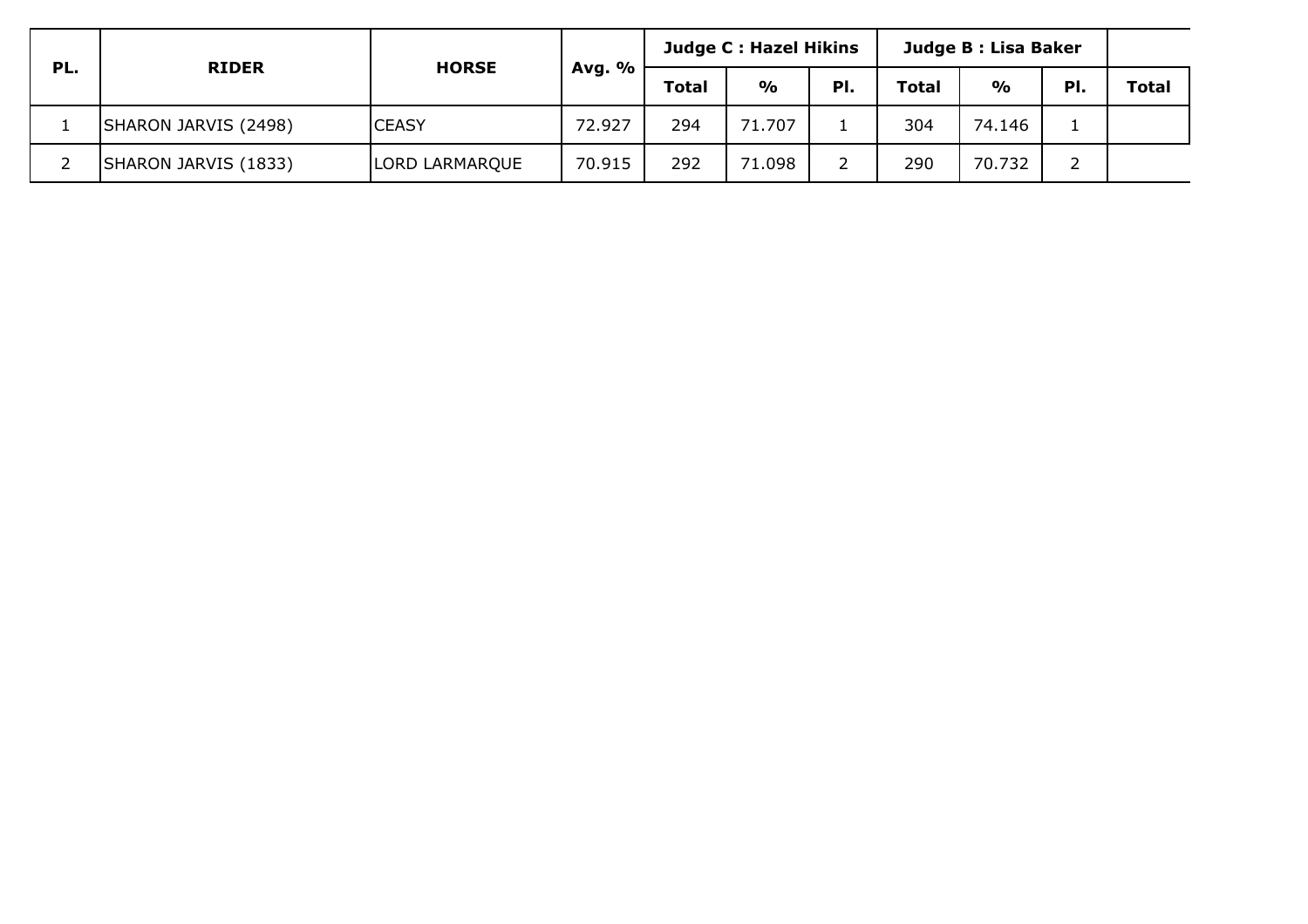| PL. | RIDER | HORSE | Avg. % | Judge C : Hazel Hikins | | | Judge B : Lisa Baker | | | |
|---|---|---|---|---|---|---|---|---|---|---|
| | | | | Total | % | Pl. | Total | % | Pl. | Total |
| 1 | SHARON JARVIS (2498) | CEASY | 72.927 | 294 | 71.707 | 1 | 304 | 74.146 | 1 | |
| 2 | SHARON JARVIS (1833) | LORD LARMARQUE | 70.915 | 292 | 71.098 | 2 | 290 | 70.732 | 2 | |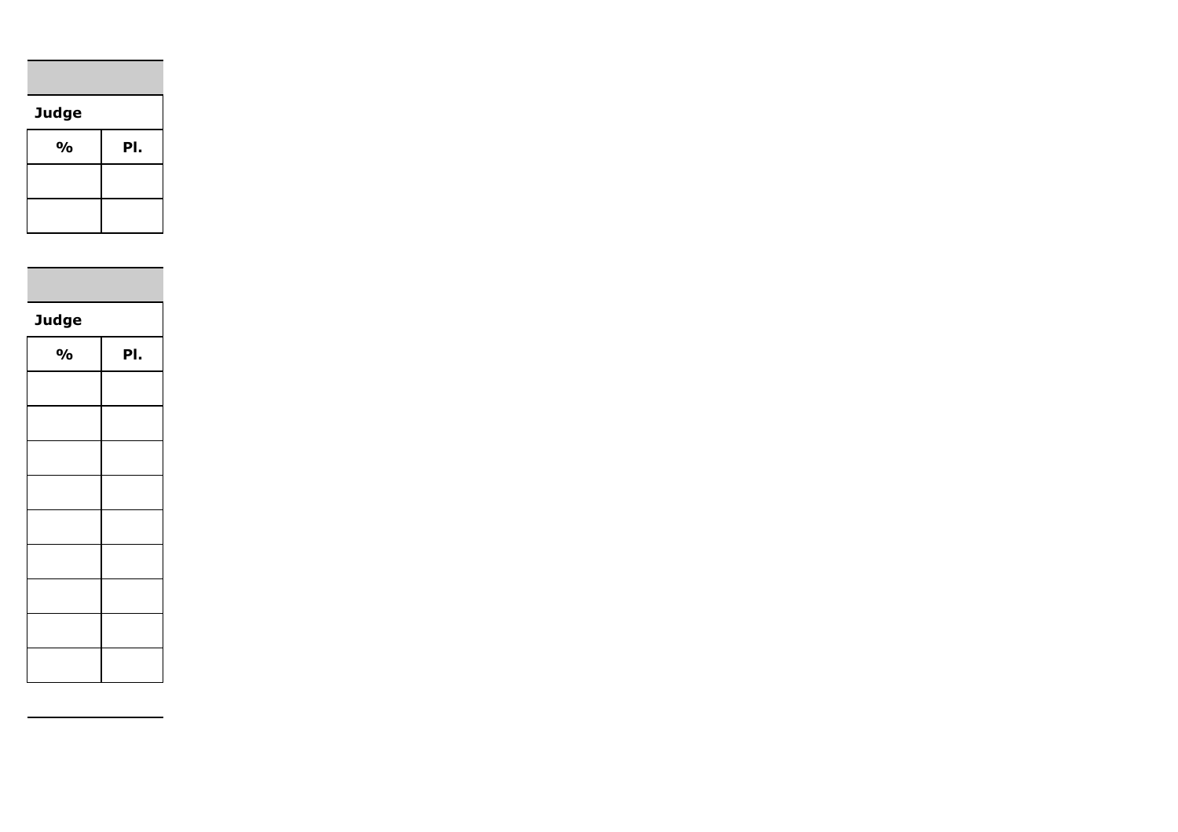| Judge | |
|---|---|
| % | Pl. |
| | |
| | |

| Judge | |
|---|---|
| % | Pl. |
| | |
| | |
| | |
| | |
| | |
| | |
| | |
| | |
| | |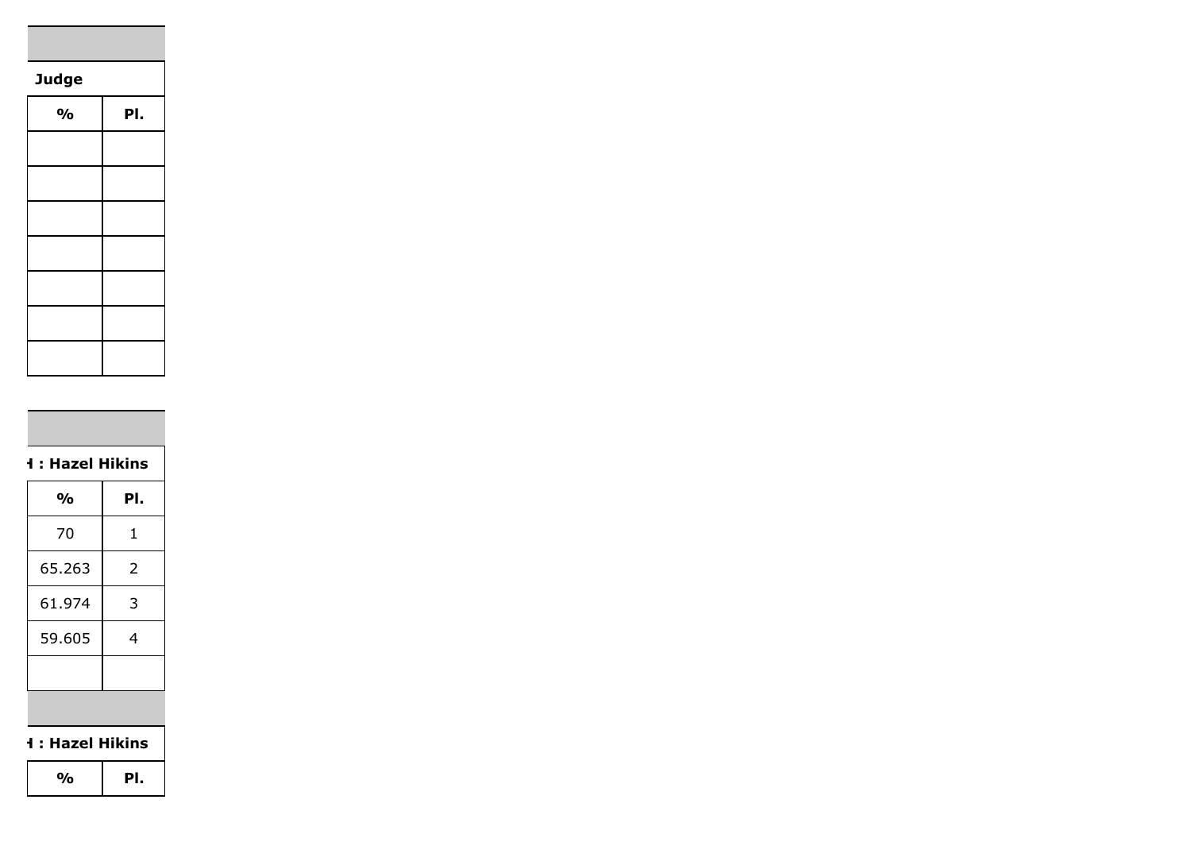| | |
|---|---|
| **Judge** | |
| **%** | **Pl.** |
| | |
| | |
| | |
| | |
| | |
| | |
| | |

| | |
|---|---|
| **H : Hazel Hikins** | |
| **%** | **Pl.** |
| 70 | 1 |
| 65.263 | 2 |
| 61.974 | 3 |
| 59.605 | 4 |
| | |

| | |
|---|---|
| **H : Hazel Hikins** | |
| **%** | **Pl.** |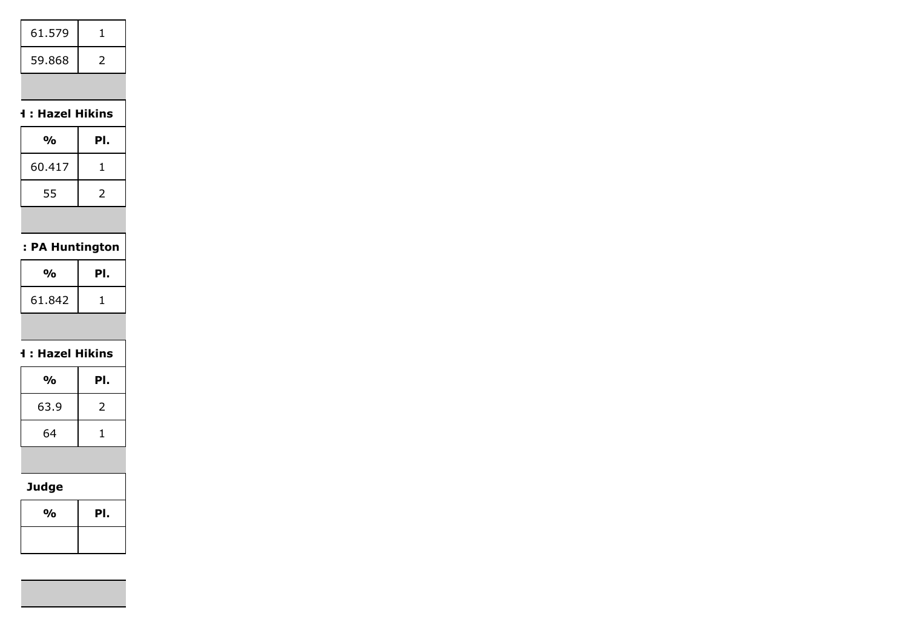| | |
|---|---|
| 61.579 | 1 |
| 59.868 | 2 |

**H : Hazel Hikins**

| % | Pl. |
|---|---|
| 60.417 | 1 |
| 55 | 2 |

**: PA Huntington**

| % | Pl. |
|---|---|
| 61.842 | 1 |

**H : Hazel Hikins**

| % | Pl. |
|---|---|
| 63.9 | 2 |
| 64 | 1 |

**Judge**

| % | Pl. |
|---|---|
| | |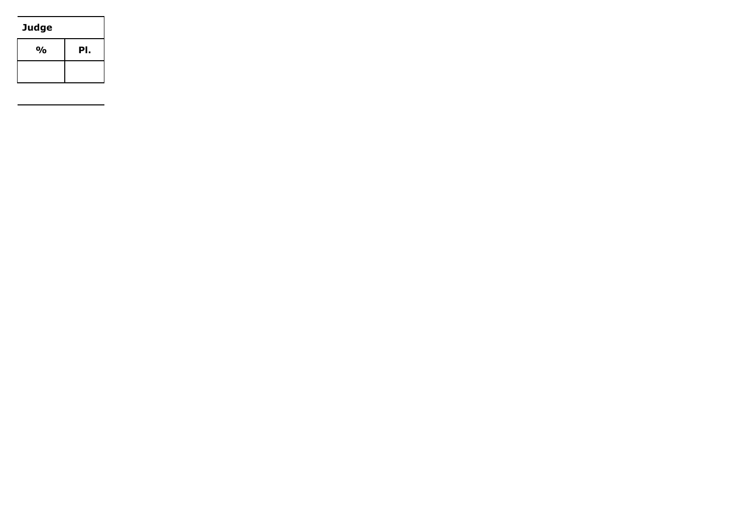| Judge | |
| --- | --- |
| **%** | **Pl.** |
| | |